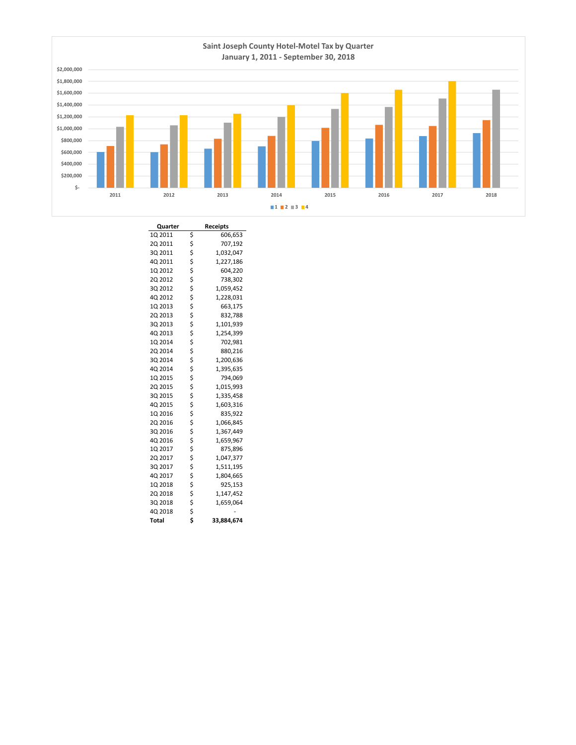## Saint Joseph County Hotel-Motel Tax by Quarter

### January 1, 2011 - September 30, 2018

| Quarter | Receipts |
|---|---|
| 1Q 2011 | $ 606,653 |
| 2Q 2011 | $ 707,192 |
| 3Q 2011 | $ 1,032,047 |
| 4Q 2011 | $ 1,227,186 |
| 1Q 2012 | $ 604,220 |
| 2Q 2012 | $ 738,302 |
| 3Q 2012 | $ 1,059,452 |
| 4Q 2012 | $ 1,228,031 |
| 1Q 2013 | $ 663,175 |
| 2Q 2013 | $ 832,788 |
| 3Q 2013 | $ 1,101,939 |
| 4Q 2013 | $ 1,254,399 |
| 1Q 2014 | $ 702,981 |
| 2Q 2014 | $ 880,216 |
| 3Q 2014 | $ 1,200,636 |
| 4Q 2014 | $ 1,395,635 |
| 1Q 2015 | $ 794,069 |
| 2Q 2015 | $ 1,015,993 |
| 3Q 2015 | $ 1,335,458 |
| 4Q 2015 | $ 1,603,316 |
| 1Q 2016 | $ 835,922 |
| 2Q 2016 | $ 1,066,845 |
| 3Q 2016 | $ 1,367,449 |
| 4Q 2016 | $ 1,659,967 |
| 1Q 2017 | $ 875,896 |
| 2Q 2017 | $ 1,047,377 |
| 3Q 2017 | $ 1,511,195 |
| 4Q 2017 | $ 1,804,665 |
| 1Q 2018 | $ 925,153 |
| 2Q 2018 | $ 1,147,452 |
| 3Q 2018 | $ 1,659,064 |
| 4Q 2018 | $ - |
| **Total** | **$ 33,884,674** |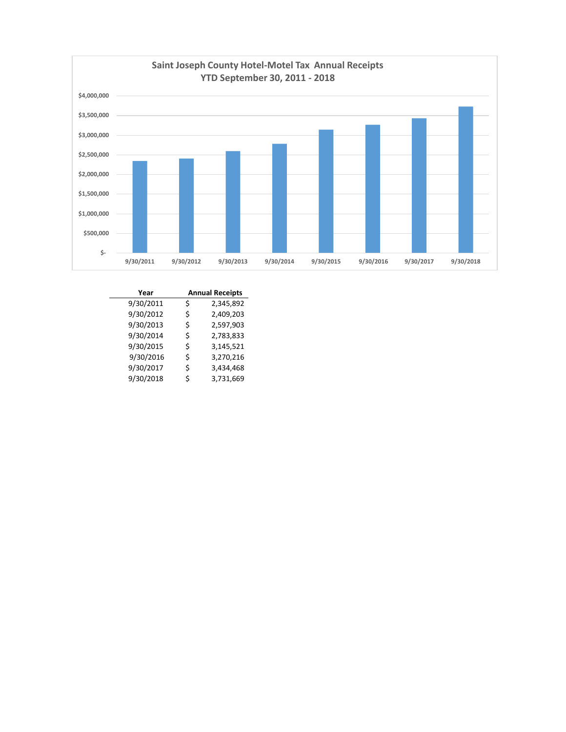## Saint Joseph County Hotel-Motel Tax Annual Receipts
### YTD September 30, 2011 - 2018

| Year | Annual Receipts |
|---|---|
| 9/30/2011 | $ 2,345,892 |
| 9/30/2012 | $ 2,409,203 |
| 9/30/2013 | $ 2,597,903 |
| 9/30/2014 | $ 2,783,833 |
| 9/30/2015 | $ 3,145,521 |
| 9/30/2016 | $ 3,270,216 |
| 9/30/2017 | $ 3,434,468 |
| 9/30/2018 | $ 3,731,669 |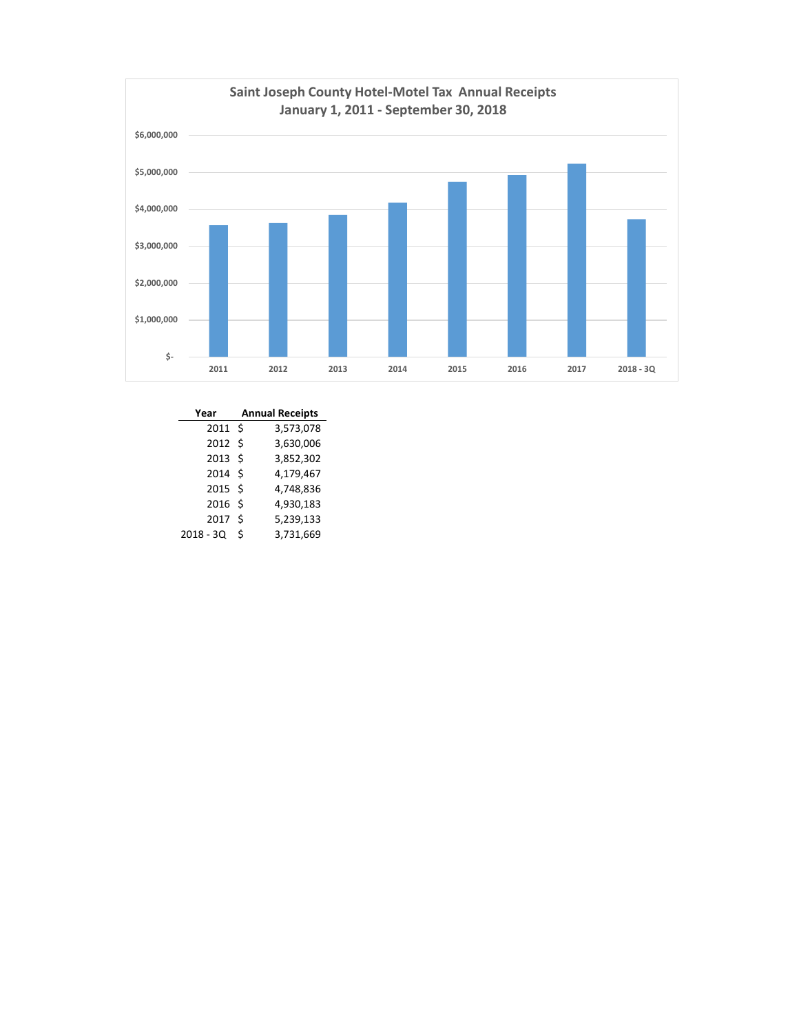## Saint Joseph County Hotel-Motel Tax Annual Receipts
### January 1, 2011 - September 30, 2018

| Year | Annual Receipts |
|---|---|
| 2011 | $ 3,573,078 |
| 2012 | $ 3,630,006 |
| 2013 | $ 3,852,302 |
| 2014 | $ 4,179,467 |
| 2015 | $ 4,748,836 |
| 2016 | $ 4,930,183 |
| 2017 | $ 5,239,133 |
| 2018 - 3Q | $ 3,731,669 |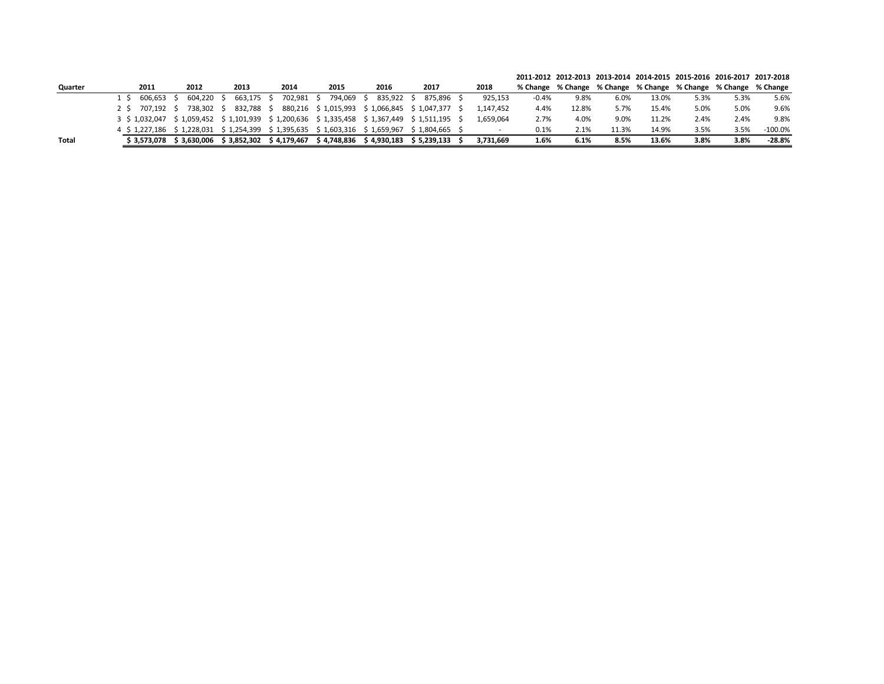| Quarter | | 2011 | 2012 | 2013 | 2014 | 2015 | 2016 | 2017 | 2018 | 2011-2012 % Change | 2012-2013 % Change | 2013-2014 % Change | 2014-2015 % Change | 2015-2016 % Change | 2016-2017 % Change | 2017-2018 % Change |
|---|---|---|---|---|---|---|---|---|---|---|---|---|---|---|---|---|
| | 1 | $ 606,653 | $ 604,220 | $ 663,175 | $ 702,981 | $ 794,069 | $ 835,922 | $ 875,896 | $ 925,153 | -0.4% | 9.8% | 6.0% | 13.0% | 5.3% | 5.3% | 5.6% |
| | 2 | $ 707,192 | $ 738,302 | $ 832,788 | $ 880,216 | $ 1,015,993 | $ 1,066,845 | $ 1,047,377 | $ 1,147,452 | 4.4% | 12.8% | 5.7% | 15.4% | 5.0% | 5.0% | 9.6% |
| | 3 | $ 1,032,047 | $ 1,059,452 | $ 1,101,939 | $ 1,200,636 | $ 1,335,458 | $ 1,367,449 | $ 1,511,195 | $ 1,659,064 | 2.7% | 4.0% | 9.0% | 11.2% | 2.4% | 2.4% | 9.8% |
| | 4 | $ 1,227,186 | $ 1,228,031 | $ 1,254,399 | $ 1,395,635 | $ 1,603,316 | $ 1,659,967 | $ 1,804,665 | $ - | 0.1% | 2.1% | 11.3% | 14.9% | 3.5% | 3.5% | -100.0% |
| **Total** | | **$ 3,573,078** | **$ 3,630,006** | **$ 3,852,302** | **$ 4,179,467** | **$ 4,748,836** | **$ 4,930,183** | **$ 5,239,133** | **$ 3,731,669** | **1.6%** | **6.1%** | **8.5%** | **13.6%** | **3.8%** | **3.8%** | **-28.8%** |